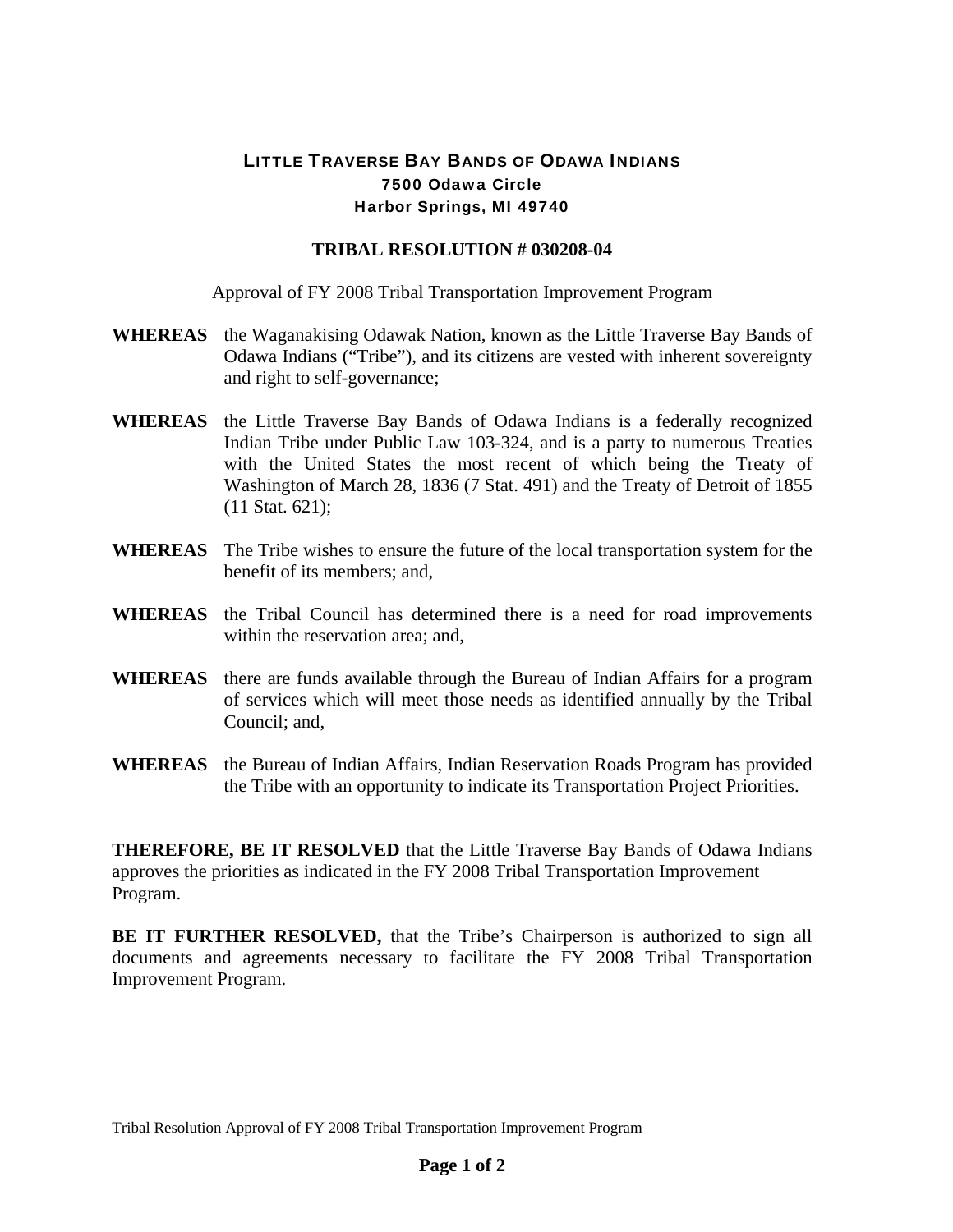# LITTLE TRAVERSE BAY BANDS OF ODAWA INDIANS

**7500 Odawa Circle**
**Harbor Springs, MI 49740**

## TRIBAL RESOLUTION # 030208-04

Approval of FY 2008 Tribal Transportation Improvement Program

**WHEREAS** the Waganakising Odawak Nation, known as the Little Traverse Bay Bands of Odawa Indians ("Tribe"), and its citizens are vested with inherent sovereignty and right to self-governance;

**WHEREAS** the Little Traverse Bay Bands of Odawa Indians is a federally recognized Indian Tribe under Public Law 103-324, and is a party to numerous Treaties with the United States the most recent of which being the Treaty of Washington of March 28, 1836 (7 Stat. 491) and the Treaty of Detroit of 1855 (11 Stat. 621);

**WHEREAS** The Tribe wishes to ensure the future of the local transportation system for the benefit of its members; and,

**WHEREAS** the Tribal Council has determined there is a need for road improvements within the reservation area; and,

**WHEREAS** there are funds available through the Bureau of Indian Affairs for a program of services which will meet those needs as identified annually by the Tribal Council; and,

**WHEREAS** the Bureau of Indian Affairs, Indian Reservation Roads Program has provided the Tribe with an opportunity to indicate its Transportation Project Priorities.

**THEREFORE, BE IT RESOLVED** that the Little Traverse Bay Bands of Odawa Indians approves the priorities as indicated in the FY 2008 Tribal Transportation Improvement Program.

**BE IT FURTHER RESOLVED,** that the Tribe's Chairperson is authorized to sign all documents and agreements necessary to facilitate the FY 2008 Tribal Transportation Improvement Program.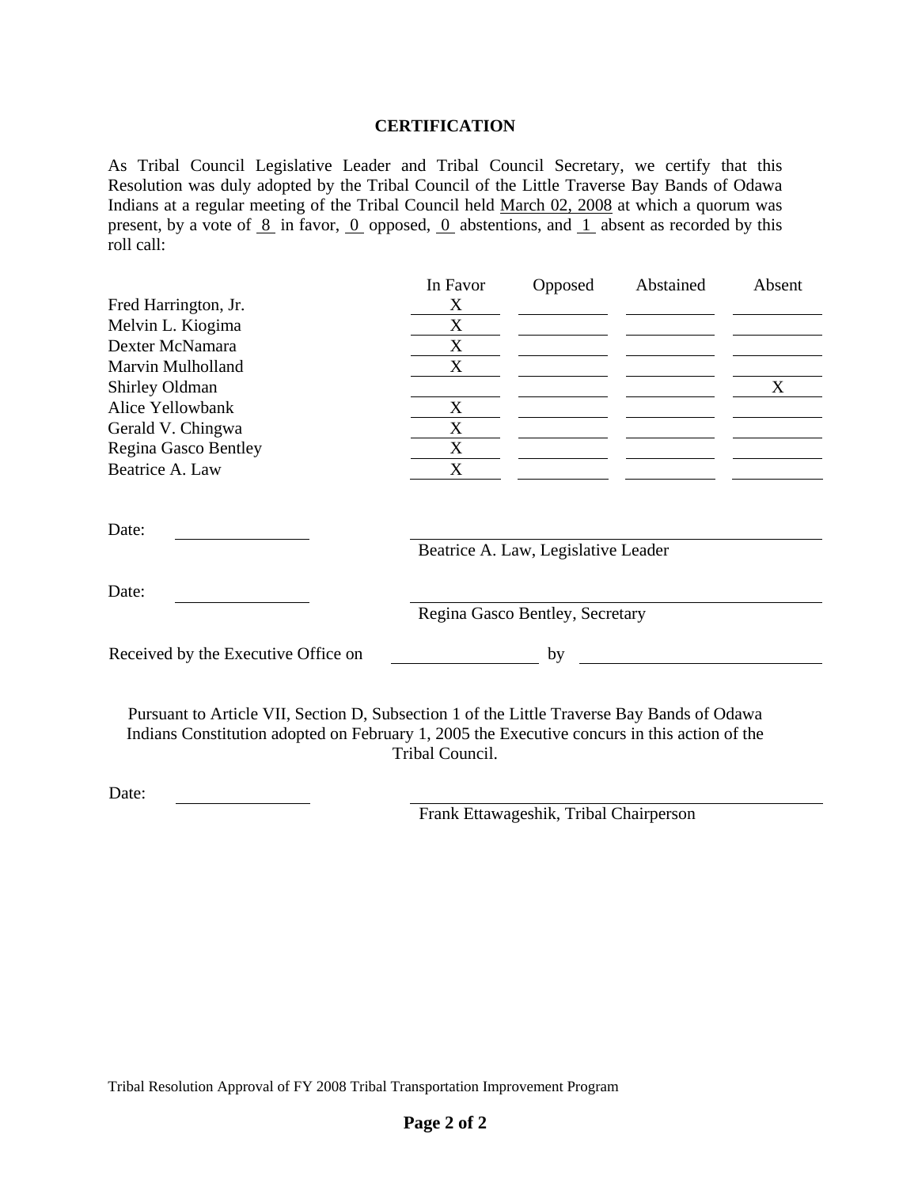**CERTIFICATION**

As Tribal Council Legislative Leader and Tribal Council Secretary, we certify that this Resolution was duly adopted by the Tribal Council of the Little Traverse Bay Bands of Odawa Indians at a regular meeting of the Tribal Council held March 02, 2008 at which a quorum was present, by a vote of 8 in favor, 0 opposed, 0 abstentions, and 1 absent as recorded by this roll call:

| | In Favor | Opposed | Abstained | Absent |
|---|---|---|---|---|
| Fred Harrington, Jr. | X | | | |
| Melvin L. Kiogima | X | | | |
| Dexter McNamara | X | | | |
| Marvin Mulholland | X | | | |
| Shirley Oldman | | | | X |
| Alice Yellowbank | X | | | |
| Gerald V. Chingwa | X | | | |
| Regina Gasco Bentley | X | | | |
| Beatrice A. Law | X | | | |

Date: ______________

______________________________
Beatrice A. Law, Legislative Leader

Date: ______________

______________________________
Regina Gasco Bentley, Secretary

Received by the Executive Office on ______________ by ______________________

Pursuant to Article VII, Section D, Subsection 1 of the Little Traverse Bay Bands of Odawa Indians Constitution adopted on February 1, 2005 the Executive concurs in this action of the Tribal Council.

Date: ______________

______________________________
Frank Ettawageshik, Tribal Chairperson

Tribal Resolution Approval of FY 2008 Tribal Transportation Improvement Program